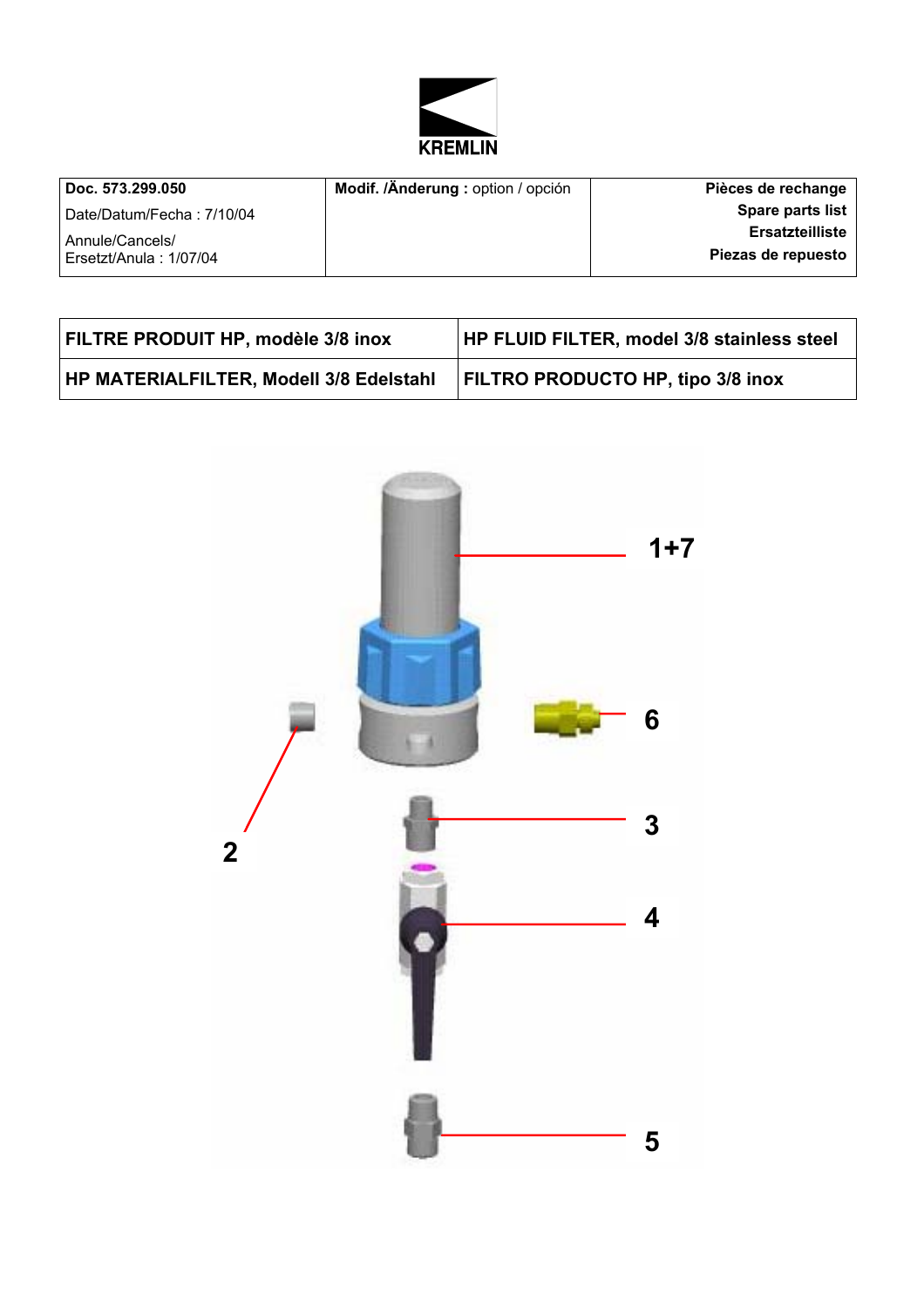KREMLIN

| Doc. 573.299.050 | Modif. /Änderung : option / opción | Pièces de rechange |
| --- | --- | --- |
| Date/Datum/Fecha : 7/10/04 | | Spare parts list |
| Annule/Cancels/ Ersetzt/Anula : 1/07/04 | | Ersatzteilliste |
| | | Piezas de repuesto |

| FILTRE PRODUIT HP, modèle 3/8 inox | HP FLUID FILTER, model 3/8 stainless steel |
| --- | --- |
| HP MATERIALFILTER, Modell 3/8 Edelstahl | FILTRO PRODUCTO HP, tipo 3/8 inox |

1+7

6

2

3

4

5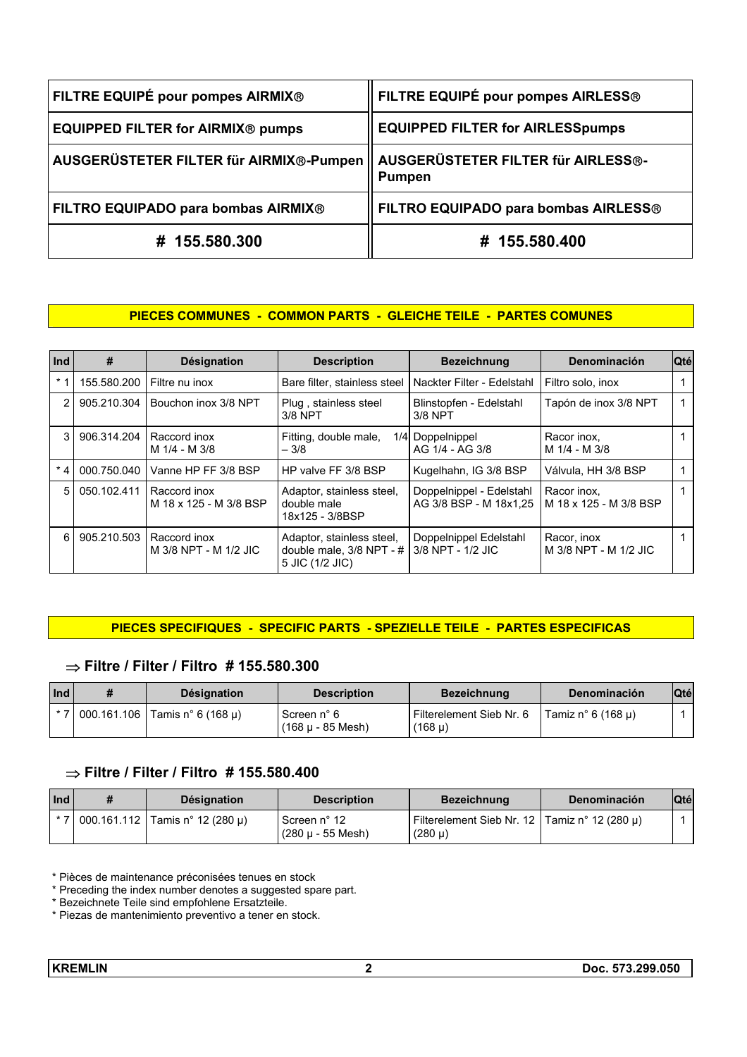| FILTRE EQUIPÉ pour pompes AIRMIX® | FILTRE EQUIPÉ pour pompes AIRLESS® |
|---|---|
| EQUIPPED FILTER for AIRMIX® pumps | EQUIPPED FILTER for AIRLESSpumps |
| AUSGERÜSTETER FILTER für AIRMIX®-Pumpen | AUSGERÜSTETER FILTER für AIRLESS®-Pumpen |
| FILTRO EQUIPADO para bombas AIRMIX® | FILTRO EQUIPADO para bombas AIRLESS® |
| **# 155.580.300** | **# 155.580.400** |

## PIECES COMMUNES - COMMON PARTS - GLEICHE TEILE - PARTES COMUNES

| Ind | # | Désignation | Description | Bezeichnung | Denominación | Qté |
|---|---|---|---|---|---|---|
| * 1 | 155.580.200 | Filtre nu inox | Bare filter, stainless steel | Nackter Filter - Edelstahl | Filtro solo, inox | 1 |
| 2 | 905.210.304 | Bouchon inox 3/8 NPT | Plug , stainless steel 3/8 NPT | Blinstopfen - Edelstahl 3/8 NPT | Tapón de inox 3/8 NPT | 1 |
| 3 | 906.314.204 | Raccord inox M 1/4 - M 3/8 | Fitting, double male, 1/4 – 3/8 | Doppelnippel AG 1/4 - AG 3/8 | Racor inox, M 1/4 - M 3/8 | 1 |
| * 4 | 000.750.040 | Vanne HP FF 3/8 BSP | HP valve FF 3/8 BSP | Kugelhahn, IG 3/8 BSP | Válvula, HH 3/8 BSP | 1 |
| 5 | 050.102.411 | Raccord inox M 18 x 125 - M 3/8 BSP | Adaptor, stainless steel, double male 18x125 - 3/8BSP | Doppelnippel - Edelstahl AG 3/8 BSP - M 18x1,25 | Racor inox, M 18 x 125 - M 3/8 BSP | 1 |
| 6 | 905.210.503 | Raccord inox M 3/8 NPT - M 1/2 JIC | Adaptor, stainless steel, double male, 3/8 NPT - # 5 JIC (1/2 JIC) | Doppelnippel Edelstahl 3/8 NPT - 1/2 JIC | Racor, inox M 3/8 NPT - M 1/2 JIC | 1 |

## PIECES SPECIFIQUES - SPECIFIC PARTS - SPEZIELLE TEILE - PARTES ESPECIFICAS

### ⇒ Filtre / Filter / Filtro # 155.580.300

| Ind | # | Désignation | Description | Bezeichnung | Denominación | Qté |
|---|---|---|---|---|---|---|
| * 7 | 000.161.106 | Tamis n° 6 (168 µ) | Screen n° 6 (168 µ - 85 Mesh) | Filterelement Sieb Nr. 6 (168 µ) | Tamiz n° 6 (168 µ) | 1 |

### ⇒ Filtre / Filter / Filtro # 155.580.400

| Ind | # | Désignation | Description | Bezeichnung | Denominación | Qté |
|---|---|---|---|---|---|---|
| * 7 | 000.161.112 | Tamis n° 12 (280 µ) | Screen n° 12 (280 µ - 55 Mesh) | Filterelement Sieb Nr. 12 (280 µ) | Tamiz n° 12 (280 µ) | 1 |

* Pièces de maintenance préconisées tenues en stock
* Preceding the index number denotes a suggested spare part.
* Bezeichnete Teile sind empfohlene Ersatzteile.
* Piezas de mantenimiento preventivo a tener en stock.

KREMLIN — Doc. 573.299.050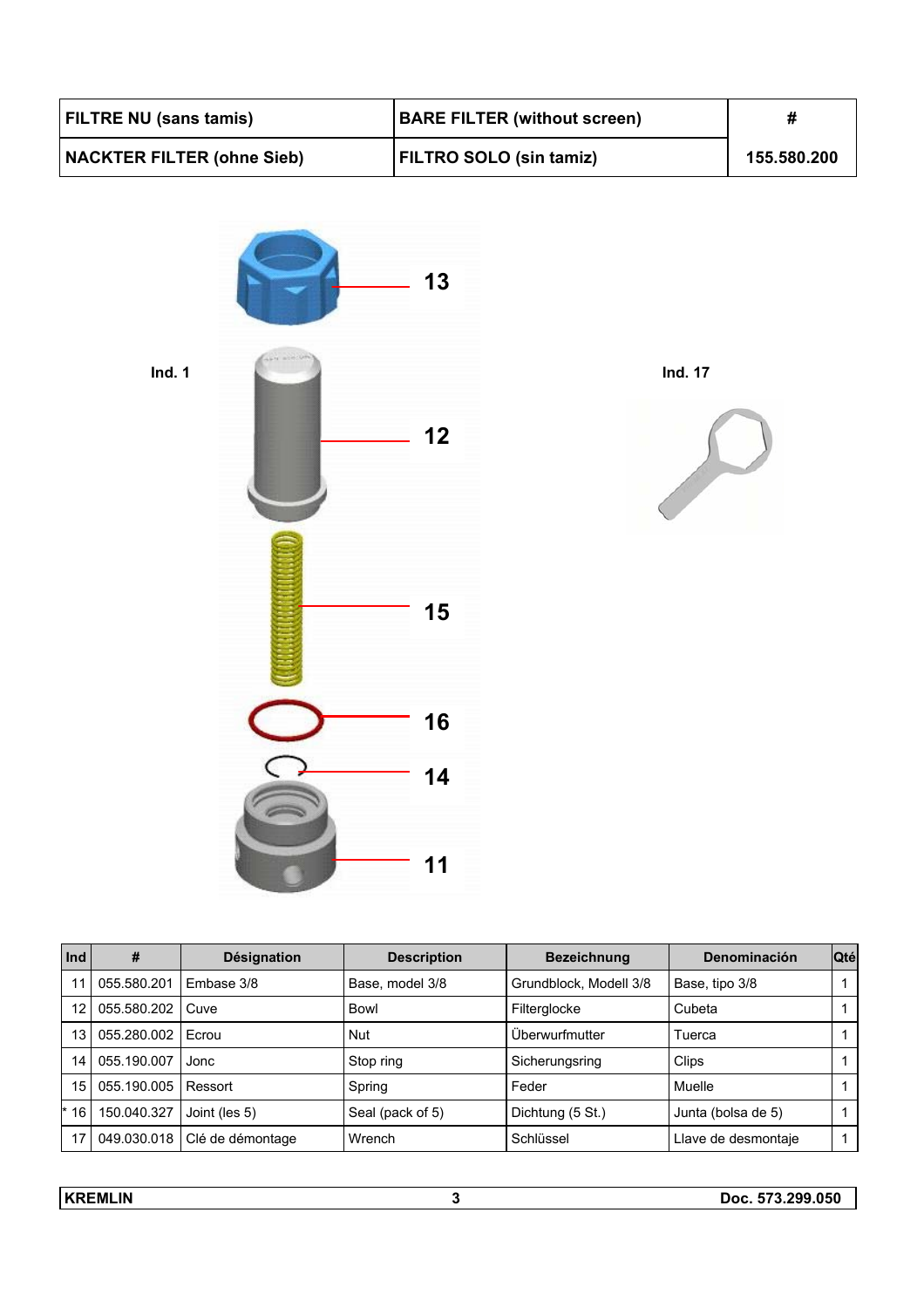| FILTRE NU (sans tamis) | BARE FILTER (without screen) | # |
|---|---|---|
| NACKTER FILTER (ohne Sieb) | FILTRO SOLO (sin tamiz) | 155.580.200 |

Ind. 1

13

12

15

16

14

11

Ind. 17

| Ind | # | Désignation | Description | Bezeichnung | Denominación | Qté |
|---|---|---|---|---|---|---|
| 11 | 055.580.201 | Embase 3/8 | Base, model 3/8 | Grundblock, Modell 3/8 | Base, tipo 3/8 | 1 |
| 12 | 055.580.202 | Cuve | Bowl | Filterglocke | Cubeta | 1 |
| 13 | 055.280.002 | Ecrou | Nut | Überwurfmutter | Tuerca | 1 |
| 14 | 055.190.007 | Jonc | Stop ring | Sicherungsring | Clips | 1 |
| 15 | 055.190.005 | Ressort | Spring | Feder | Muelle | 1 |
| * 16 | 150.040.327 | Joint (les 5) | Seal (pack of 5) | Dichtung (5 St.) | Junta (bolsa de 5) | 1 |
| 17 | 049.030.018 | Clé de démontage | Wrench | Schlüssel | Llave de desmontaje | 1 |

KREMLIN — Doc. 573.299.050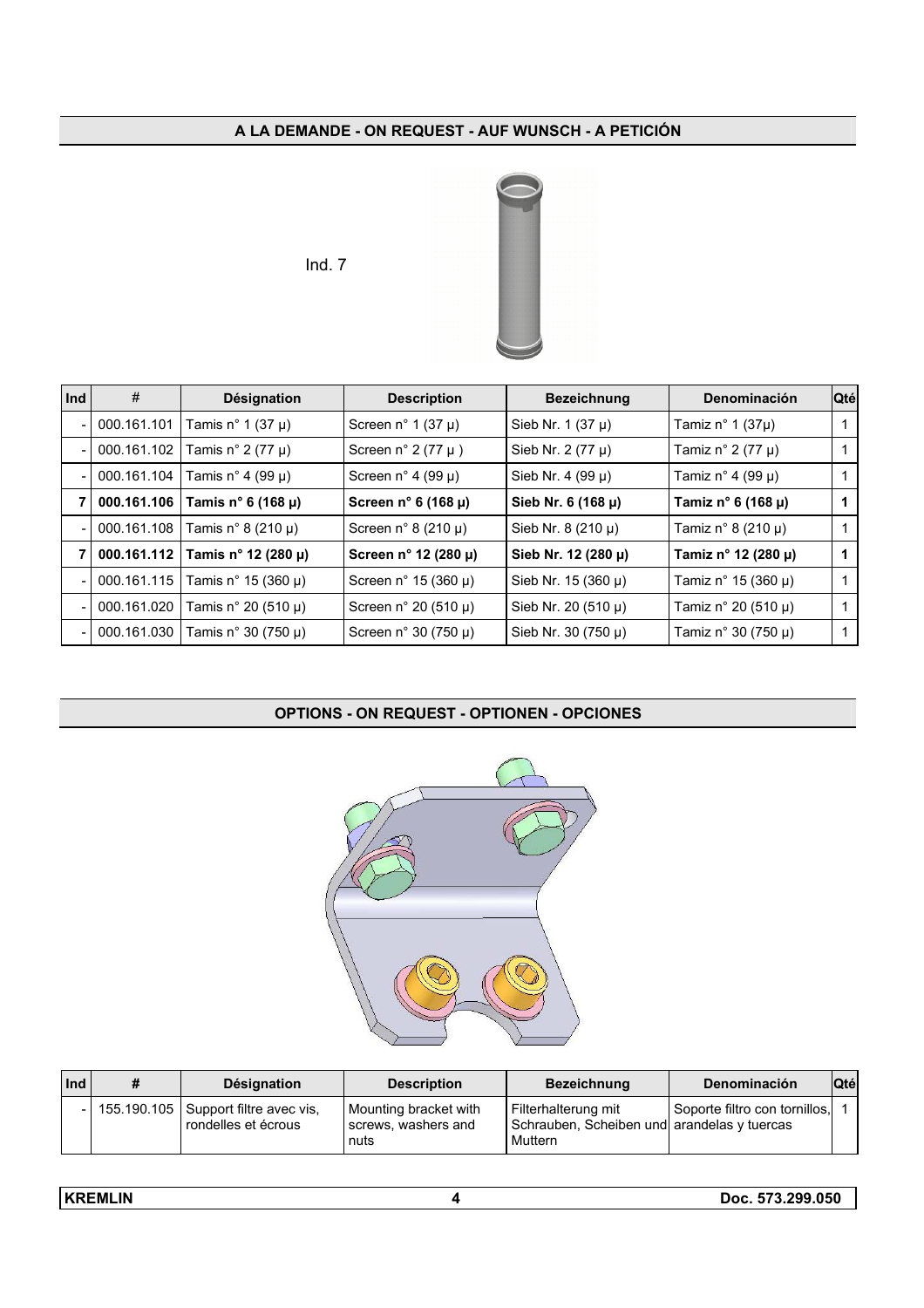## A LA DEMANDE - ON REQUEST - AUF WUNSCH - A PETICIÓN

Ind. 7

| Ind | # | Désignation | Description | Bezeichnung | Denominación | Qté |
|---|---|---|---|---|---|---|
| - | 000.161.101 | Tamis n° 1 (37 µ) | Screen n° 1 (37 µ) | Sieb Nr. 1 (37 µ) | Tamiz n° 1 (37µ) | 1 |
| - | 000.161.102 | Tamis n° 2 (77 µ) | Screen n° 2 (77 µ ) | Sieb Nr. 2 (77 µ) | Tamiz n° 2 (77 µ) | 1 |
| - | 000.161.104 | Tamis n° 4 (99 µ) | Screen n° 4 (99 µ) | Sieb Nr. 4 (99 µ) | Tamiz n° 4 (99 µ) | 1 |
| **7** | **000.161.106** | **Tamis n° 6 (168 µ)** | **Screen n° 6 (168 µ)** | **Sieb Nr. 6 (168 µ)** | **Tamiz n° 6 (168 µ)** | **1** |
| - | 000.161.108 | Tamis n° 8 (210 µ) | Screen n° 8 (210 µ) | Sieb Nr. 8 (210 µ) | Tamiz n° 8 (210 µ) | 1 |
| **7** | **000.161.112** | **Tamis n° 12 (280 µ)** | **Screen n° 12 (280 µ)** | **Sieb Nr. 12 (280 µ)** | **Tamiz n° 12 (280 µ)** | **1** |
| - | 000.161.115 | Tamis n° 15 (360 µ) | Screen n° 15 (360 µ) | Sieb Nr. 15 (360 µ) | Tamiz n° 15 (360 µ) | 1 |
| - | 000.161.020 | Tamis n° 20 (510 µ) | Screen n° 20 (510 µ) | Sieb Nr. 20 (510 µ) | Tamiz n° 20 (510 µ) | 1 |
| - | 000.161.030 | Tamis n° 30 (750 µ) | Screen n° 30 (750 µ) | Sieb Nr. 30 (750 µ) | Tamiz n° 30 (750 µ) | 1 |

## OPTIONS - ON REQUEST - OPTIONEN - OPCIONES

| Ind | # | Désignation | Description | Bezeichnung | Denominación | Qté |
|---|---|---|---|---|---|---|
| - | 155.190.105 | Support filtre avec vis, rondelles et écrous | Mounting bracket with screws, washers and nuts | Filterhalterung mit Schrauben, Scheiben und Muttern | Soporte filtro con tornillos, arandelas y tuercas | 1 |